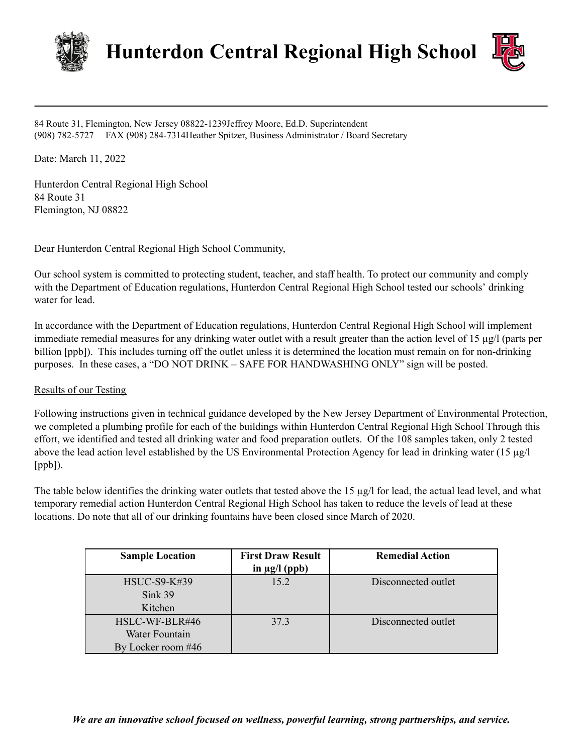# Hunterdon Central Regional High School

84 Route 31, Flemington, New Jersey 08822-1239Jeffrey Moore, Ed.D. Superintendent
(908) 782-5727 FAX (908) 284-7314Heather Spitzer, Business Administrator / Board Secretary

Date: March 11, 2022

Hunterdon Central Regional High School
84 Route 31
Flemington, NJ 08822

Dear Hunterdon Central Regional High School Community,

Our school system is committed to protecting student, teacher, and staff health. To protect our community and comply with the Department of Education regulations, Hunterdon Central Regional High School tested our schools' drinking water for lead.

In accordance with the Department of Education regulations, Hunterdon Central Regional High School will implement immediate remedial measures for any drinking water outlet with a result greater than the action level of 15 µg/l (parts per billion [ppb]). This includes turning off the outlet unless it is determined the location must remain on for non-drinking purposes. In these cases, a "DO NOT DRINK – SAFE FOR HANDWASHING ONLY" sign will be posted.

Results of our Testing

Following instructions given in technical guidance developed by the New Jersey Department of Environmental Protection, we completed a plumbing profile for each of the buildings within Hunterdon Central Regional High School Through this effort, we identified and tested all drinking water and food preparation outlets. Of the 108 samples taken, only 2 tested above the lead action level established by the US Environmental Protection Agency for lead in drinking water (15 µg/l [ppb]).

The table below identifies the drinking water outlets that tested above the 15 µg/l for lead, the actual lead level, and what temporary remedial action Hunterdon Central Regional High School has taken to reduce the levels of lead at these locations. Do note that all of our drinking fountains have been closed since March of 2020.

| Sample Location | First Draw Result in µg/l (ppb) | Remedial Action |
|---|---|---|
| HSUC-S9-K#39<br>Sink 39<br>Kitchen | 15.2 | Disconnected outlet |
| HSLC-WF-BLR#46<br>Water Fountain<br>By Locker room #46 | 37.3 | Disconnected outlet |

***We are an innovative school focused on wellness, powerful learning, strong partnerships, and service.***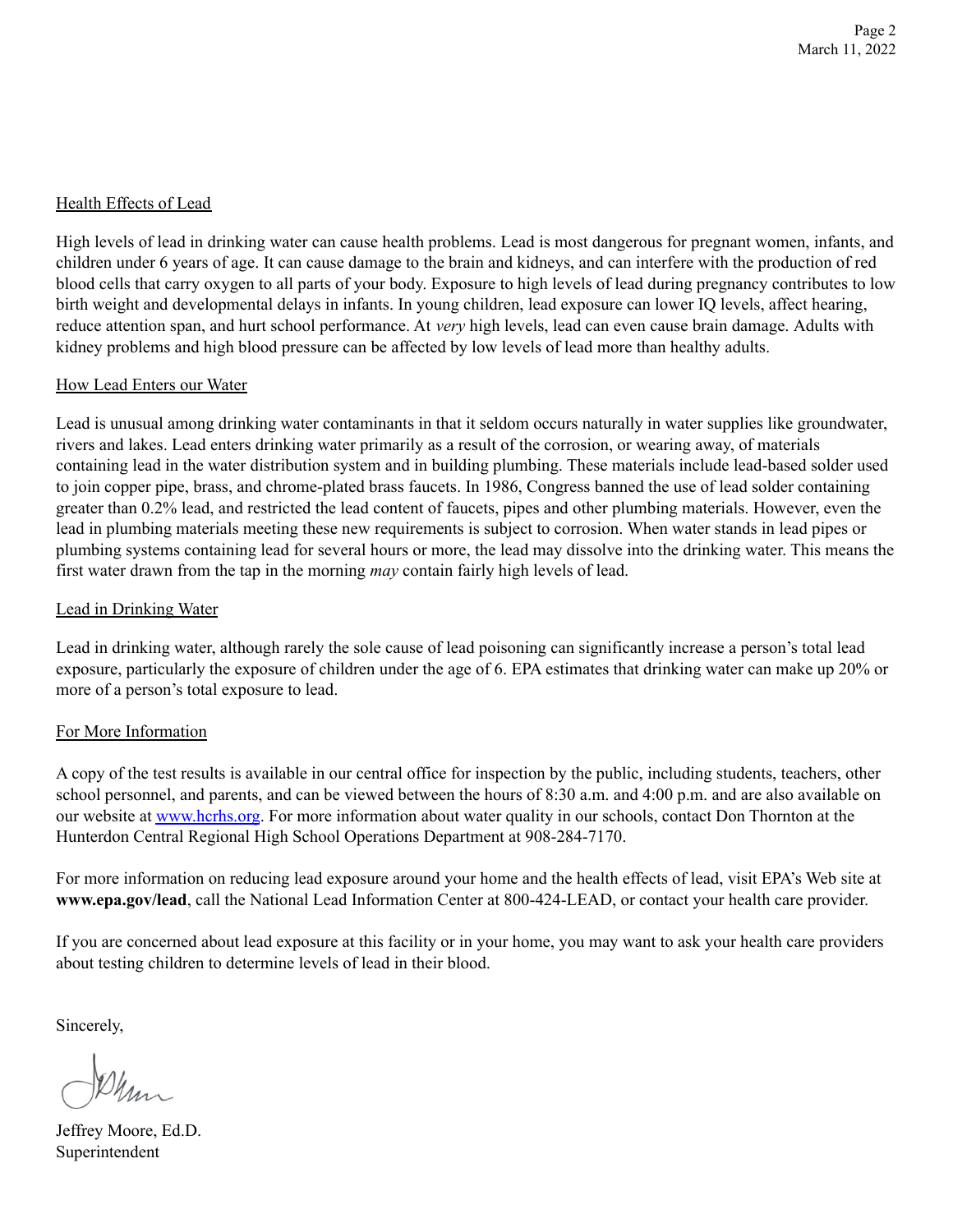## Health Effects of Lead

High levels of lead in drinking water can cause health problems. Lead is most dangerous for pregnant women, infants, and children under 6 years of age. It can cause damage to the brain and kidneys, and can interfere with the production of red blood cells that carry oxygen to all parts of your body. Exposure to high levels of lead during pregnancy contributes to low birth weight and developmental delays in infants. In young children, lead exposure can lower IQ levels, affect hearing, reduce attention span, and hurt school performance. At *very* high levels, lead can even cause brain damage. Adults with kidney problems and high blood pressure can be affected by low levels of lead more than healthy adults.

## How Lead Enters our Water

Lead is unusual among drinking water contaminants in that it seldom occurs naturally in water supplies like groundwater, rivers and lakes. Lead enters drinking water primarily as a result of the corrosion, or wearing away, of materials containing lead in the water distribution system and in building plumbing. These materials include lead-based solder used to join copper pipe, brass, and chrome-plated brass faucets. In 1986, Congress banned the use of lead solder containing greater than 0.2% lead, and restricted the lead content of faucets, pipes and other plumbing materials. However, even the lead in plumbing materials meeting these new requirements is subject to corrosion. When water stands in lead pipes or plumbing systems containing lead for several hours or more, the lead may dissolve into the drinking water. This means the first water drawn from the tap in the morning *may* contain fairly high levels of lead.

## Lead in Drinking Water

Lead in drinking water, although rarely the sole cause of lead poisoning can significantly increase a person's total lead exposure, particularly the exposure of children under the age of 6. EPA estimates that drinking water can make up 20% or more of a person's total exposure to lead.

## For More Information

A copy of the test results is available in our central office for inspection by the public, including students, teachers, other school personnel, and parents, and can be viewed between the hours of 8:30 a.m. and 4:00 p.m. and are also available on our website at [www.hcrhs.org](http://www.hcrhs.org). For more information about water quality in our schools, contact Don Thornton at the Hunterdon Central Regional High School Operations Department at 908-284-7170.

For more information on reducing lead exposure around your home and the health effects of lead, visit EPA's Web site at **www.epa.gov/lead**, call the National Lead Information Center at 800-424-LEAD, or contact your health care provider.

If you are concerned about lead exposure at this facility or in your home, you may want to ask your health care providers about testing children to determine levels of lead in their blood.

Sincerely,

Jeffrey Moore, Ed.D.
Superintendent